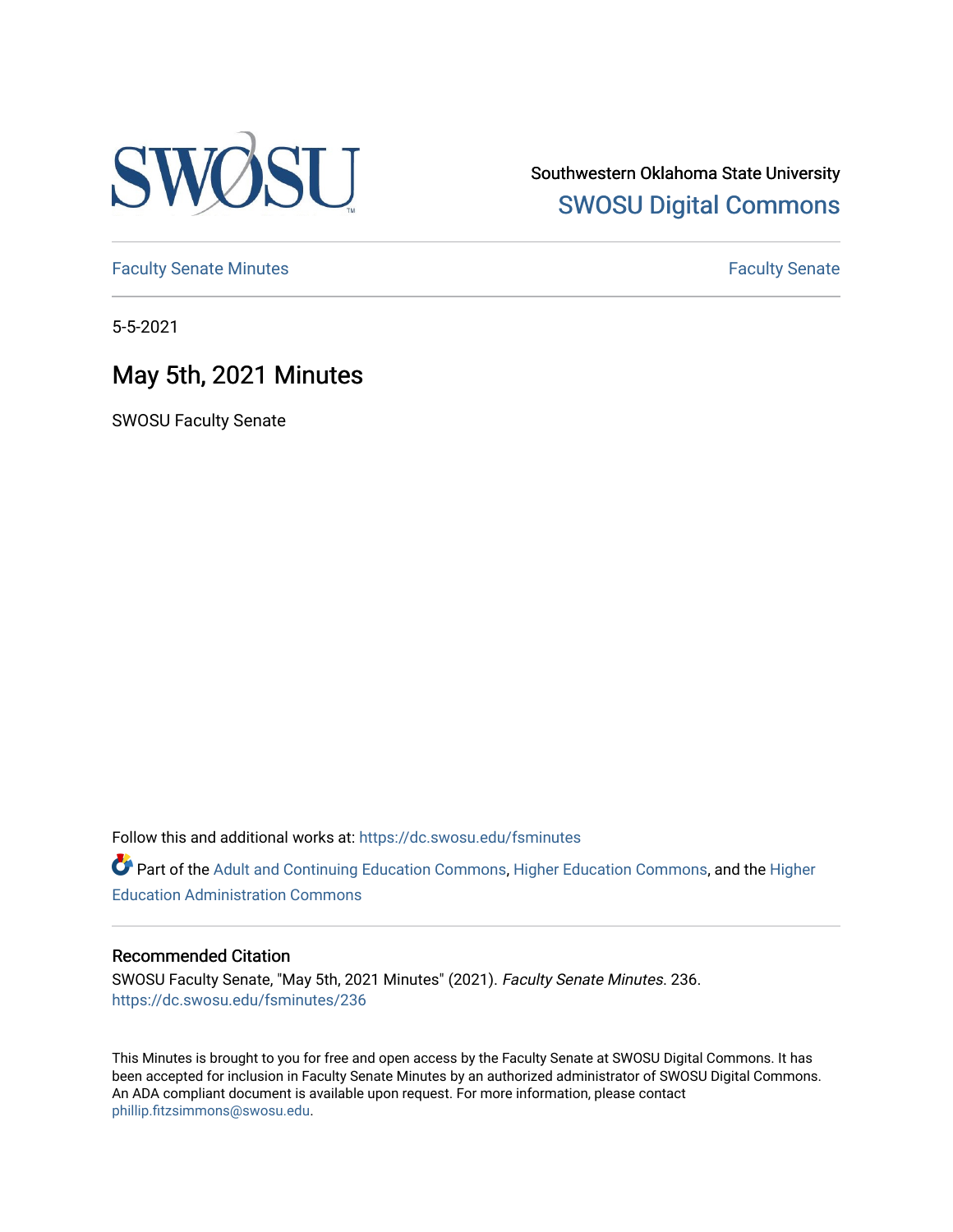Southwestern Oklahoma State University

SWOSU Digital Commons

Faculty Senate Minutes

Faculty Senate

5-5-2021

# May 5th, 2021 Minutes

SWOSU Faculty Senate

Follow this and additional works at: https://dc.swosu.edu/fsminutes

Part of the Adult and Continuing Education Commons, Higher Education Commons, and the Higher Education Administration Commons

## Recommended Citation

SWOSU Faculty Senate, "May 5th, 2021 Minutes" (2021). *Faculty Senate Minutes*. 236.
https://dc.swosu.edu/fsminutes/236

This Minutes is brought to you for free and open access by the Faculty Senate at SWOSU Digital Commons. It has been accepted for inclusion in Faculty Senate Minutes by an authorized administrator of SWOSU Digital Commons. An ADA compliant document is available upon request. For more information, please contact phillip.fitzsimmons@swosu.edu.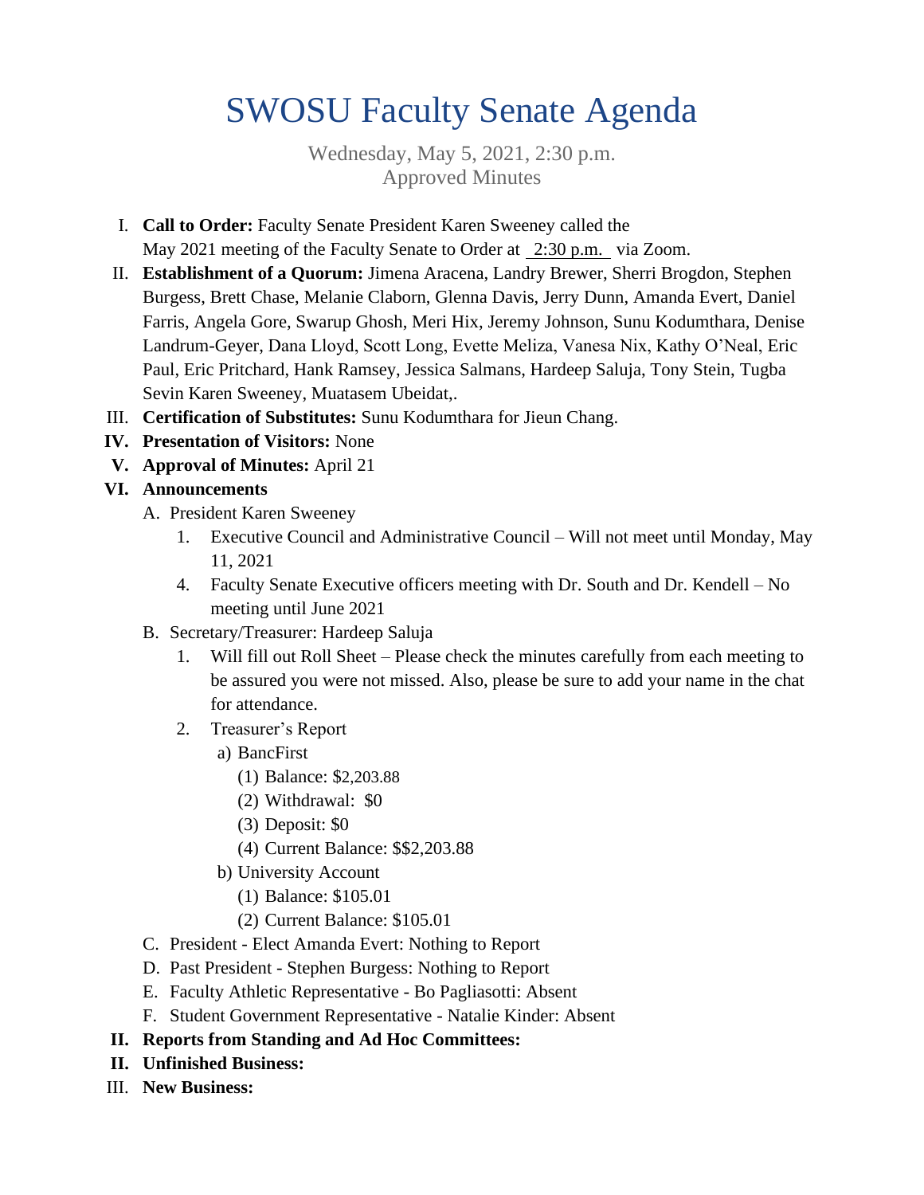// SWOSU Faculty Senate Agenda

Wednesday, May 5, 2021, 2:30 p.m.
Approved Minutes

I. **Call to Order:** Faculty Senate President Karen Sweeney called the May 2021 meeting of the Faculty Senate to Order at 2:30 p.m. via Zoom.

II. **Establishment of a Quorum:** Jimena Aracena, Landry Brewer, Sherri Brogdon, Stephen Burgess, Brett Chase, Melanie Claborn, Glenna Davis, Jerry Dunn, Amanda Evert, Daniel Farris, Angela Gore, Swarup Ghosh, Meri Hix, Jeremy Johnson, Sunu Kodumthara, Denise Landrum-Geyer, Dana Lloyd, Scott Long, Evette Meliza, Vanesa Nix, Kathy O'Neal, Eric Paul, Eric Pritchard, Hank Ramsey, Jessica Salmans, Hardeep Saluja, Tony Stein, Tugba Sevin Karen Sweeney, Muatasem Ubeidat,.

III. **Certification of Substitutes:** Sunu Kodumthara for Jieun Chang.

IV. **Presentation of Visitors:** None

V. **Approval of Minutes:** April 21

VI. **Announcements**

   A. President Karen Sweeney

      1. Executive Council and Administrative Council – Will not meet until Monday, May 11, 2021

      4. Faculty Senate Executive officers meeting with Dr. South and Dr. Kendell – No meeting until June 2021

   B. Secretary/Treasurer: Hardeep Saluja

      1. Will fill out Roll Sheet – Please check the minutes carefully from each meeting to be assured you were not missed. Also, please be sure to add your name in the chat for attendance.

      2. Treasurer's Report

         a) BancFirst

            (1) Balance: $2,203.88

            (2) Withdrawal: $0

            (3) Deposit: $0

            (4) Current Balance: $$2,203.88

         b) University Account

            (1) Balance: $105.01

            (2) Current Balance: $105.01

   C. President - Elect Amanda Evert: Nothing to Report

   D. Past President - Stephen Burgess: Nothing to Report

   E. Faculty Athletic Representative - Bo Pagliasotti: Absent

   F. Student Government Representative - Natalie Kinder: Absent

II. **Reports from Standing and Ad Hoc Committees:**

II. **Unfinished Business:**

III. **New Business:**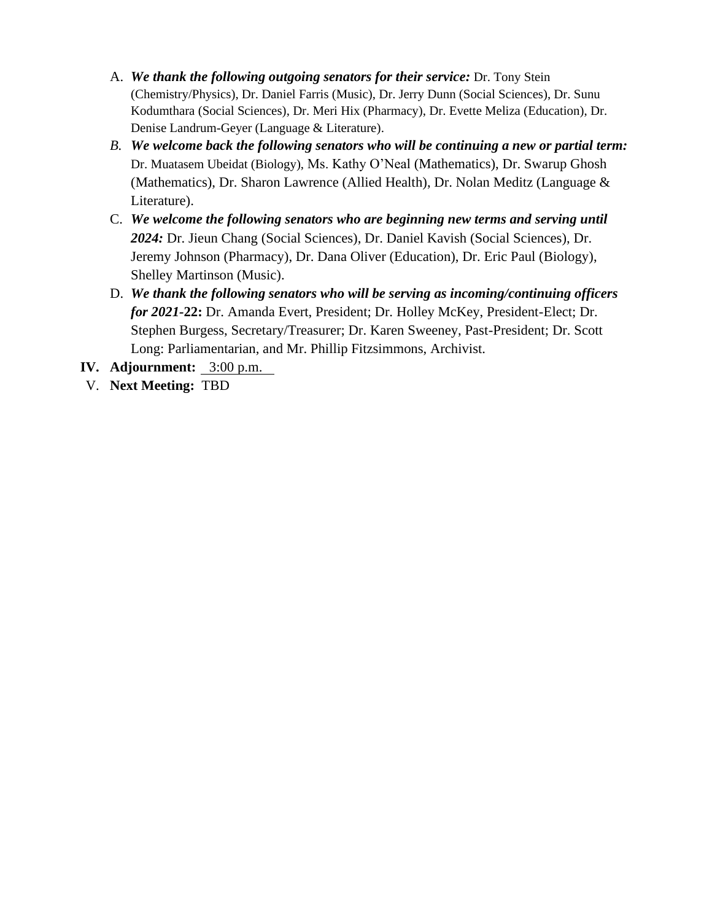A. ***We thank the following outgoing senators for their service:*** Dr. Tony Stein (Chemistry/Physics), Dr. Daniel Farris (Music), Dr. Jerry Dunn (Social Sciences), Dr. Sunu Kodumthara (Social Sciences), Dr. Meri Hix (Pharmacy), Dr. Evette Meliza (Education), Dr. Denise Landrum-Geyer (Language & Literature).

*B.* ***We welcome back the following senators who will be continuing a new or partial term:*** Dr. Muatasem Ubeidat (Biology), Ms. Kathy O'Neal (Mathematics), Dr. Swarup Ghosh (Mathematics), Dr. Sharon Lawrence (Allied Health), Dr. Nolan Meditz (Language & Literature).

C. ***We welcome the following senators who are beginning new terms and serving until 2024:*** Dr. Jieun Chang (Social Sciences), Dr. Daniel Kavish (Social Sciences), Dr. Jeremy Johnson (Pharmacy), Dr. Dana Oliver (Education), Dr. Eric Paul (Biology), Shelley Martinson (Music).

D. ***We thank the following senators who will be serving as incoming/continuing officers for 2021*-22:** Dr. Amanda Evert, President; Dr. Holley McKey, President-Elect; Dr. Stephen Burgess, Secretary/Treasurer; Dr. Karen Sweeney, Past-President; Dr. Scott Long: Parliamentarian, and Mr. Phillip Fitzsimmons, Archivist.

**IV. Adjournment:** 3:00 p.m.

V. **Next Meeting:** TBD